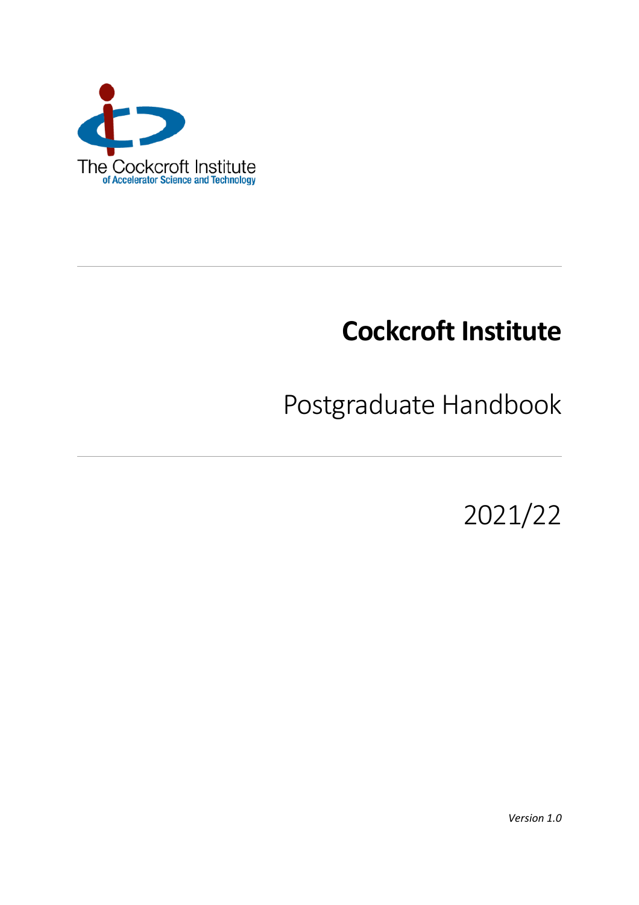The Cockcroft Institute
of Accelerator Science and Technology

# Cockcroft Institute

## Postgraduate Handbook

2021/22

*Version 1.0*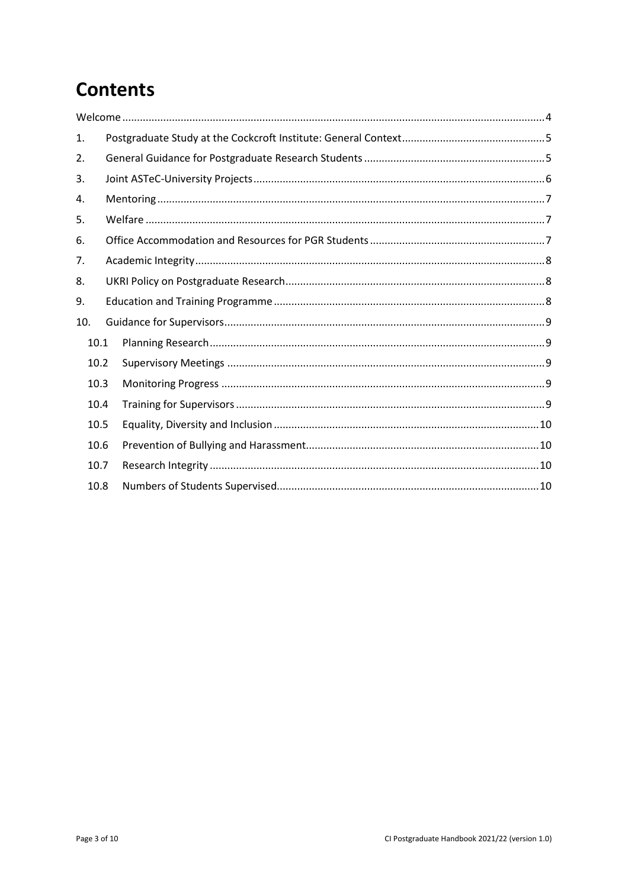# Contents

Welcome ... 4

1. Postgraduate Study at the Cockcroft Institute: General Context ... 5
2. General Guidance for Postgraduate Research Students ... 5
3. Joint ASTeC-University Projects ... 6
4. Mentoring ... 7
5. Welfare ... 7
6. Office Accommodation and Resources for PGR Students ... 7
7. Academic Integrity ... 8
8. UKRI Policy on Postgraduate Research ... 8
9. Education and Training Programme ... 8
10. Guidance for Supervisors ... 9
    - 10.1 Planning Research ... 9
    - 10.2 Supervisory Meetings ... 9
    - 10.3 Monitoring Progress ... 9
    - 10.4 Training for Supervisors ... 9
    - 10.5 Equality, Diversity and Inclusion ... 10
    - 10.6 Prevention of Bullying and Harassment ... 10
    - 10.7 Research Integrity ... 10
    - 10.8 Numbers of Students Supervised ... 10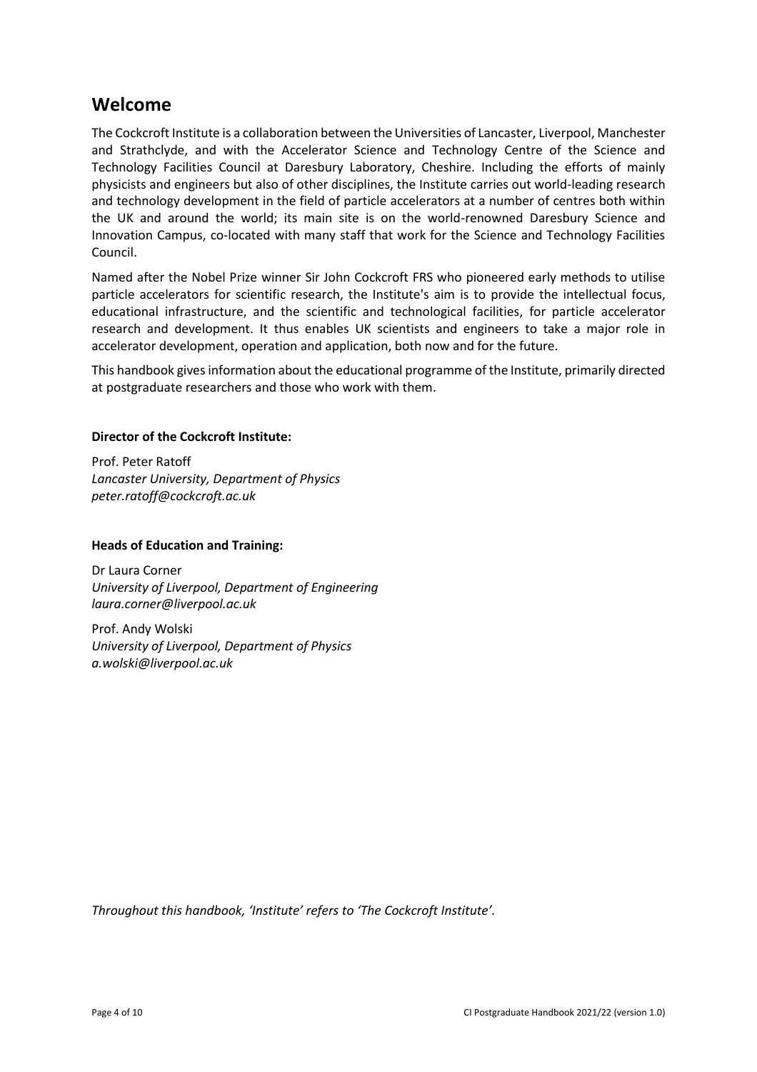## Welcome

The Cockcroft Institute is a collaboration between the Universities of Lancaster, Liverpool, Manchester and Strathclyde, and with the Accelerator Science and Technology Centre of the Science and Technology Facilities Council at Daresbury Laboratory, Cheshire. Including the efforts of mainly physicists and engineers but also of other disciplines, the Institute carries out world-leading research and technology development in the field of particle accelerators at a number of centres both within the UK and around the world; its main site is on the world-renowned Daresbury Science and Innovation Campus, co-located with many staff that work for the Science and Technology Facilities Council.

Named after the Nobel Prize winner Sir John Cockcroft FRS who pioneered early methods to utilise particle accelerators for scientific research, the Institute's aim is to provide the intellectual focus, educational infrastructure, and the scientific and technological facilities, for particle accelerator research and development. It thus enables UK scientists and engineers to take a major role in accelerator development, operation and application, both now and for the future.

This handbook gives information about the educational programme of the Institute, primarily directed at postgraduate researchers and those who work with them.

**Director of the Cockcroft Institute:**

Prof. Peter Ratoff
*Lancaster University, Department of Physics*
*peter.ratoff@cockcroft.ac.uk*

**Heads of Education and Training:**

Dr Laura Corner
*University of Liverpool, Department of Engineering*
*laura.corner@liverpool.ac.uk*

Prof. Andy Wolski
*University of Liverpool, Department of Physics*
*a.wolski@liverpool.ac.uk*

*Throughout this handbook, 'Institute' refers to 'The Cockcroft Institute'.*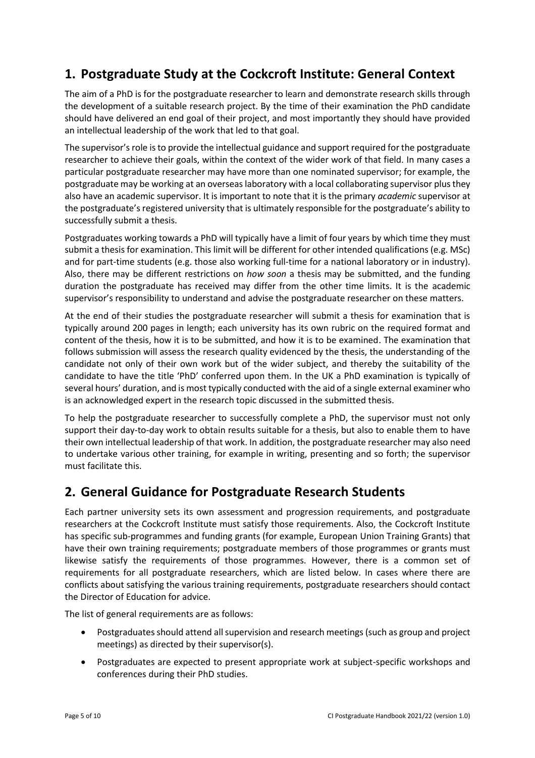## 1. Postgraduate Study at the Cockcroft Institute: General Context

The aim of a PhD is for the postgraduate researcher to learn and demonstrate research skills through the development of a suitable research project. By the time of their examination the PhD candidate should have delivered an end goal of their project, and most importantly they should have provided an intellectual leadership of the work that led to that goal.

The supervisor's role is to provide the intellectual guidance and support required for the postgraduate researcher to achieve their goals, within the context of the wider work of that field. In many cases a particular postgraduate researcher may have more than one nominated supervisor; for example, the postgraduate may be working at an overseas laboratory with a local collaborating supervisor plus they also have an academic supervisor. It is important to note that it is the primary *academic* supervisor at the postgraduate's registered university that is ultimately responsible for the postgraduate's ability to successfully submit a thesis.

Postgraduates working towards a PhD will typically have a limit of four years by which time they must submit a thesis for examination. This limit will be different for other intended qualifications (e.g. MSc) and for part-time students (e.g. those also working full-time for a national laboratory or in industry). Also, there may be different restrictions on *how soon* a thesis may be submitted, and the funding duration the postgraduate has received may differ from the other time limits. It is the academic supervisor's responsibility to understand and advise the postgraduate researcher on these matters.

At the end of their studies the postgraduate researcher will submit a thesis for examination that is typically around 200 pages in length; each university has its own rubric on the required format and content of the thesis, how it is to be submitted, and how it is to be examined. The examination that follows submission will assess the research quality evidenced by the thesis, the understanding of the candidate not only of their own work but of the wider subject, and thereby the suitability of the candidate to have the title 'PhD' conferred upon them. In the UK a PhD examination is typically of several hours' duration, and is most typically conducted with the aid of a single external examiner who is an acknowledged expert in the research topic discussed in the submitted thesis.

To help the postgraduate researcher to successfully complete a PhD, the supervisor must not only support their day-to-day work to obtain results suitable for a thesis, but also to enable them to have their own intellectual leadership of that work. In addition, the postgraduate researcher may also need to undertake various other training, for example in writing, presenting and so forth; the supervisor must facilitate this.

## 2. General Guidance for Postgraduate Research Students

Each partner university sets its own assessment and progression requirements, and postgraduate researchers at the Cockcroft Institute must satisfy those requirements. Also, the Cockcroft Institute has specific sub-programmes and funding grants (for example, European Union Training Grants) that have their own training requirements; postgraduate members of those programmes or grants must likewise satisfy the requirements of those programmes. However, there is a common set of requirements for all postgraduate researchers, which are listed below. In cases where there are conflicts about satisfying the various training requirements, postgraduate researchers should contact the Director of Education for advice.

The list of general requirements are as follows:

- Postgraduates should attend all supervision and research meetings (such as group and project meetings) as directed by their supervisor(s).
- Postgraduates are expected to present appropriate work at subject-specific workshops and conferences during their PhD studies.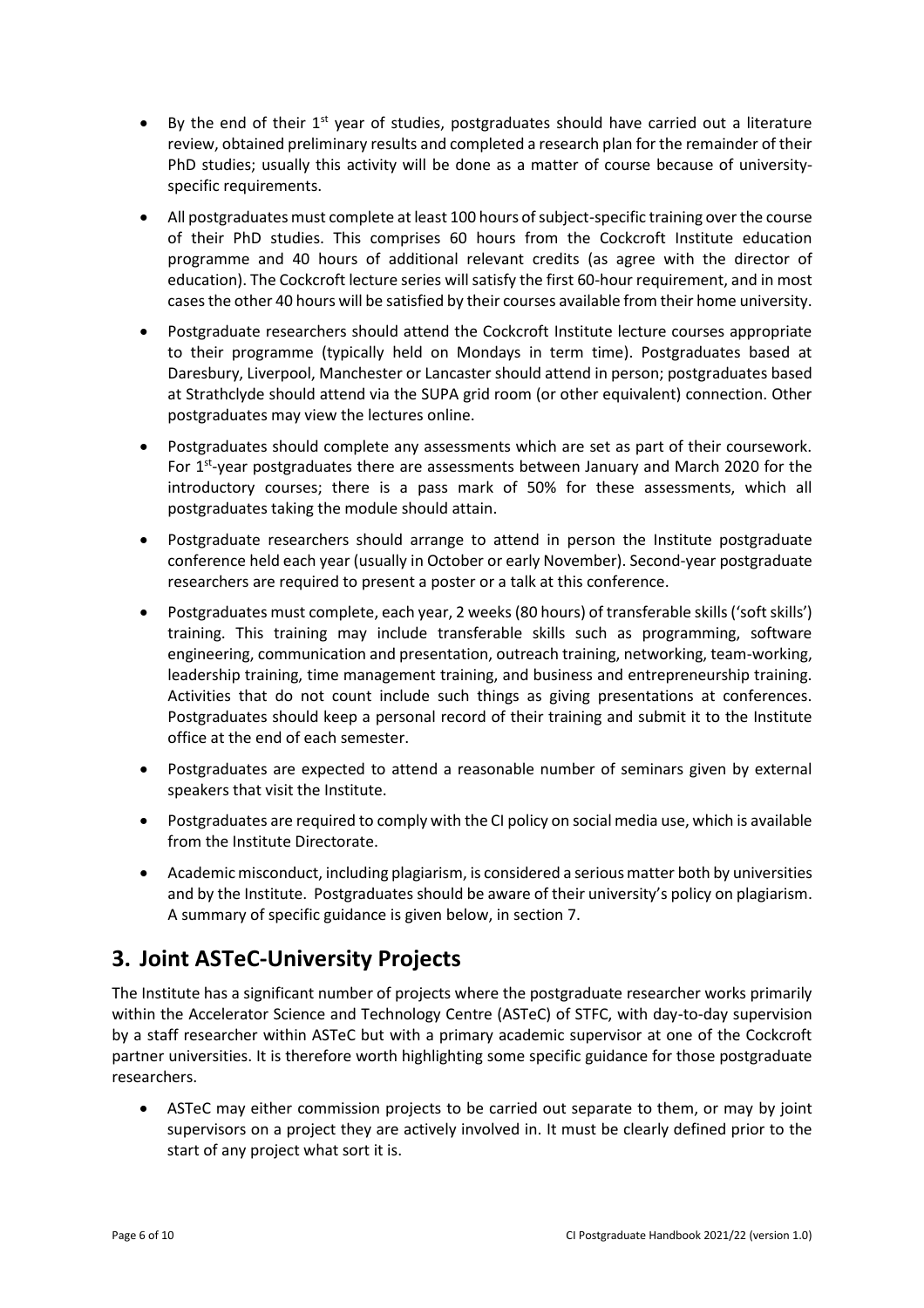- By the end of their 1st year of studies, postgraduates should have carried out a literature review, obtained preliminary results and completed a research plan for the remainder of their PhD studies; usually this activity will be done as a matter of course because of university-specific requirements.
- All postgraduates must complete at least 100 hours of subject-specific training over the course of their PhD studies. This comprises 60 hours from the Cockcroft Institute education programme and 40 hours of additional relevant credits (as agree with the director of education). The Cockcroft lecture series will satisfy the first 60-hour requirement, and in most cases the other 40 hours will be satisfied by their courses available from their home university.
- Postgraduate researchers should attend the Cockcroft Institute lecture courses appropriate to their programme (typically held on Mondays in term time). Postgraduates based at Daresbury, Liverpool, Manchester or Lancaster should attend in person; postgraduates based at Strathclyde should attend via the SUPA grid room (or other equivalent) connection. Other postgraduates may view the lectures online.
- Postgraduates should complete any assessments which are set as part of their coursework. For 1st-year postgraduates there are assessments between January and March 2020 for the introductory courses; there is a pass mark of 50% for these assessments, which all postgraduates taking the module should attain.
- Postgraduate researchers should arrange to attend in person the Institute postgraduate conference held each year (usually in October or early November). Second-year postgraduate researchers are required to present a poster or a talk at this conference.
- Postgraduates must complete, each year, 2 weeks (80 hours) of transferable skills ('soft skills') training. This training may include transferable skills such as programming, software engineering, communication and presentation, outreach training, networking, team-working, leadership training, time management training, and business and entrepreneurship training. Activities that do not count include such things as giving presentations at conferences. Postgraduates should keep a personal record of their training and submit it to the Institute office at the end of each semester.
- Postgraduates are expected to attend a reasonable number of seminars given by external speakers that visit the Institute.
- Postgraduates are required to comply with the CI policy on social media use, which is available from the Institute Directorate.
- Academic misconduct, including plagiarism, is considered a serious matter both by universities and by the Institute. Postgraduates should be aware of their university's policy on plagiarism. A summary of specific guidance is given below, in section 7.

## 3. Joint ASTeC-University Projects

The Institute has a significant number of projects where the postgraduate researcher works primarily within the Accelerator Science and Technology Centre (ASTeC) of STFC, with day-to-day supervision by a staff researcher within ASTeC but with a primary academic supervisor at one of the Cockcroft partner universities. It is therefore worth highlighting some specific guidance for those postgraduate researchers.

- ASTeC may either commission projects to be carried out separate to them, or may by joint supervisors on a project they are actively involved in. It must be clearly defined prior to the start of any project what sort it is.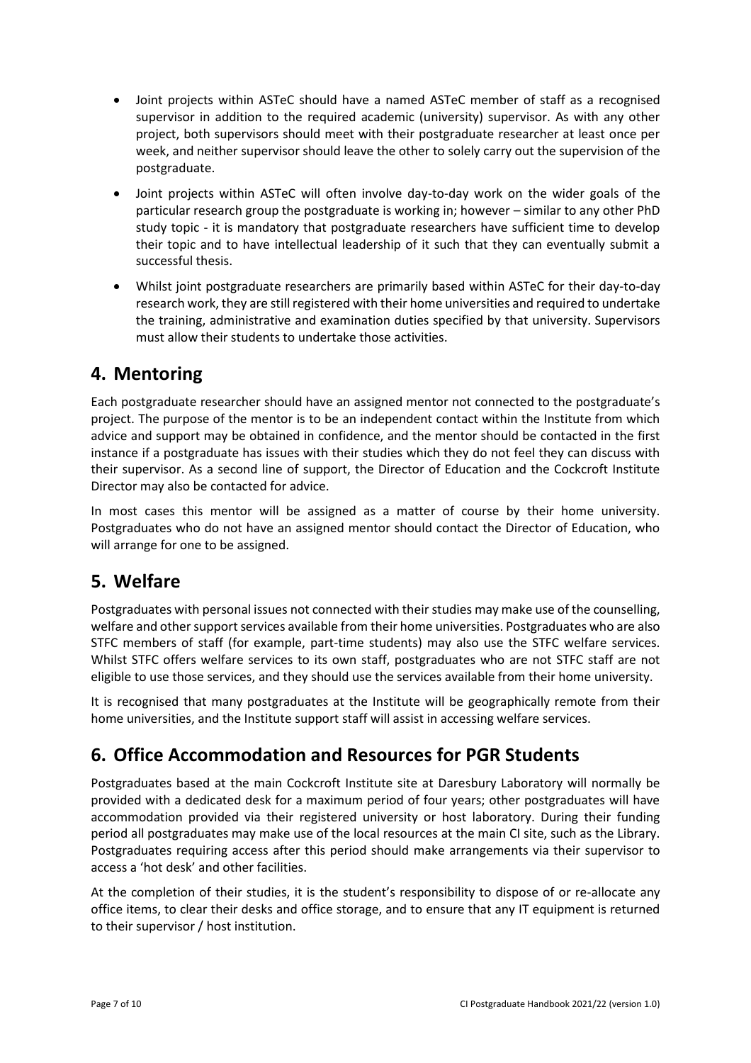- Joint projects within ASTeC should have a named ASTeC member of staff as a recognised supervisor in addition to the required academic (university) supervisor. As with any other project, both supervisors should meet with their postgraduate researcher at least once per week, and neither supervisor should leave the other to solely carry out the supervision of the postgraduate.
- Joint projects within ASTeC will often involve day-to-day work on the wider goals of the particular research group the postgraduate is working in; however – similar to any other PhD study topic - it is mandatory that postgraduate researchers have sufficient time to develop their topic and to have intellectual leadership of it such that they can eventually submit a successful thesis.
- Whilst joint postgraduate researchers are primarily based within ASTeC for their day-to-day research work, they are still registered with their home universities and required to undertake the training, administrative and examination duties specified by that university. Supervisors must allow their students to undertake those activities.

# 4. Mentoring

Each postgraduate researcher should have an assigned mentor not connected to the postgraduate's project. The purpose of the mentor is to be an independent contact within the Institute from which advice and support may be obtained in confidence, and the mentor should be contacted in the first instance if a postgraduate has issues with their studies which they do not feel they can discuss with their supervisor. As a second line of support, the Director of Education and the Cockcroft Institute Director may also be contacted for advice.

In most cases this mentor will be assigned as a matter of course by their home university. Postgraduates who do not have an assigned mentor should contact the Director of Education, who will arrange for one to be assigned.

# 5. Welfare

Postgraduates with personal issues not connected with their studies may make use of the counselling, welfare and other support services available from their home universities. Postgraduates who are also STFC members of staff (for example, part-time students) may also use the STFC welfare services. Whilst STFC offers welfare services to its own staff, postgraduates who are not STFC staff are not eligible to use those services, and they should use the services available from their home university.

It is recognised that many postgraduates at the Institute will be geographically remote from their home universities, and the Institute support staff will assist in accessing welfare services.

# 6. Office Accommodation and Resources for PGR Students

Postgraduates based at the main Cockcroft Institute site at Daresbury Laboratory will normally be provided with a dedicated desk for a maximum period of four years; other postgraduates will have accommodation provided via their registered university or host laboratory. During their funding period all postgraduates may make use of the local resources at the main CI site, such as the Library. Postgraduates requiring access after this period should make arrangements via their supervisor to access a 'hot desk' and other facilities.

At the completion of their studies, it is the student's responsibility to dispose of or re-allocate any office items, to clear their desks and office storage, and to ensure that any IT equipment is returned to their supervisor / host institution.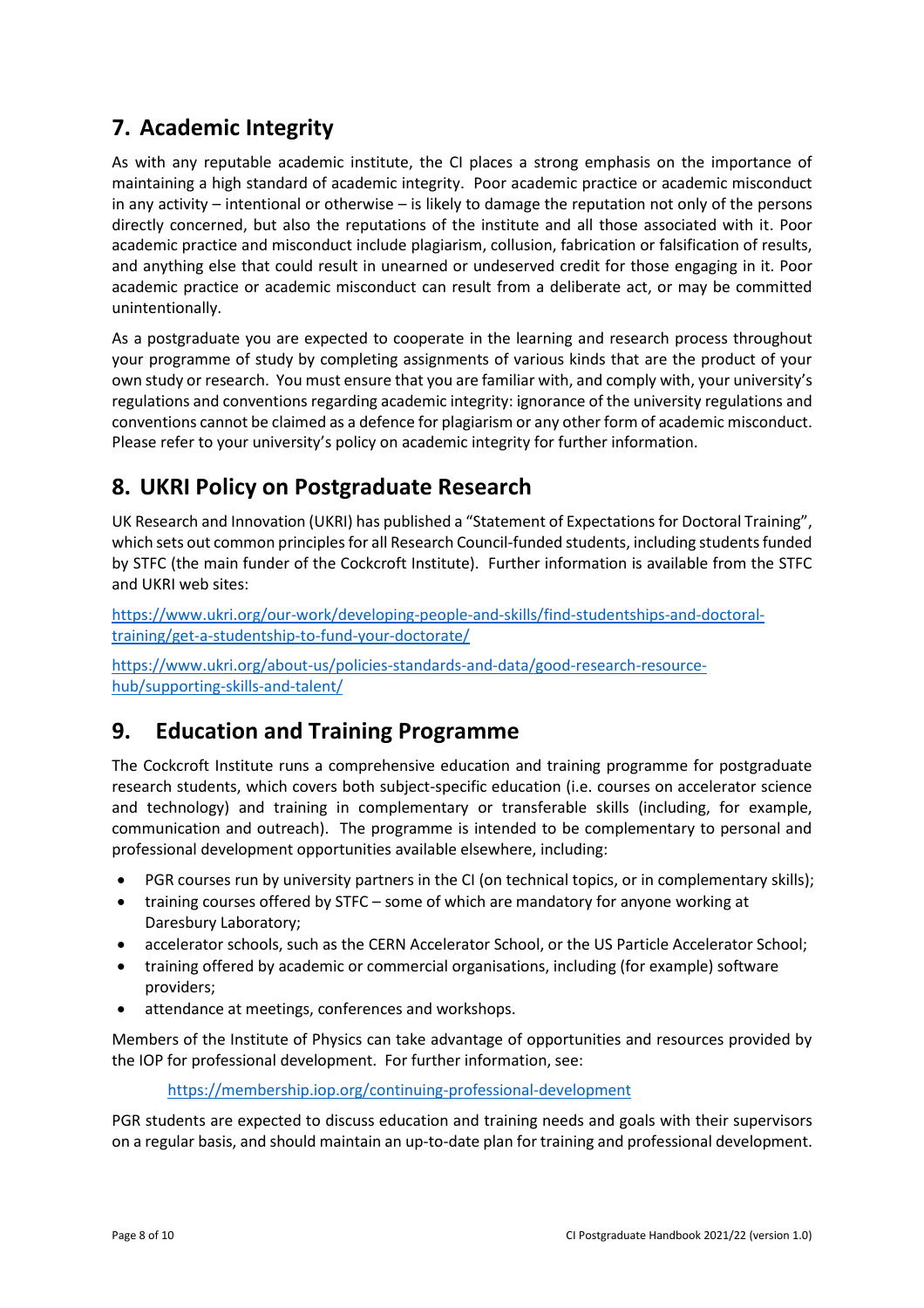## 7. Academic Integrity

As with any reputable academic institute, the CI places a strong emphasis on the importance of maintaining a high standard of academic integrity. Poor academic practice or academic misconduct in any activity – intentional or otherwise – is likely to damage the reputation not only of the persons directly concerned, but also the reputations of the institute and all those associated with it. Poor academic practice and misconduct include plagiarism, collusion, fabrication or falsification of results, and anything else that could result in unearned or undeserved credit for those engaging in it. Poor academic practice or academic misconduct can result from a deliberate act, or may be committed unintentionally.

As a postgraduate you are expected to cooperate in the learning and research process throughout your programme of study by completing assignments of various kinds that are the product of your own study or research. You must ensure that you are familiar with, and comply with, your university's regulations and conventions regarding academic integrity: ignorance of the university regulations and conventions cannot be claimed as a defence for plagiarism or any other form of academic misconduct. Please refer to your university's policy on academic integrity for further information.

## 8. UKRI Policy on Postgraduate Research

UK Research and Innovation (UKRI) has published a "Statement of Expectations for Doctoral Training", which sets out common principles for all Research Council-funded students, including students funded by STFC (the main funder of the Cockcroft Institute). Further information is available from the STFC and UKRI web sites:

https://www.ukri.org/our-work/developing-people-and-skills/find-studentships-and-doctoral-training/get-a-studentship-to-fund-your-doctorate/

https://www.ukri.org/about-us/policies-standards-and-data/good-research-resource-hub/supporting-skills-and-talent/

## 9. Education and Training Programme

The Cockcroft Institute runs a comprehensive education and training programme for postgraduate research students, which covers both subject-specific education (i.e. courses on accelerator science and technology) and training in complementary or transferable skills (including, for example, communication and outreach). The programme is intended to be complementary to personal and professional development opportunities available elsewhere, including:

- PGR courses run by university partners in the CI (on technical topics, or in complementary skills);
- training courses offered by STFC – some of which are mandatory for anyone working at Daresbury Laboratory;
- accelerator schools, such as the CERN Accelerator School, or the US Particle Accelerator School;
- training offered by academic or commercial organisations, including (for example) software providers;
- attendance at meetings, conferences and workshops.

Members of the Institute of Physics can take advantage of opportunities and resources provided by the IOP for professional development. For further information, see:

https://membership.iop.org/continuing-professional-development

PGR students are expected to discuss education and training needs and goals with their supervisors on a regular basis, and should maintain an up-to-date plan for training and professional development.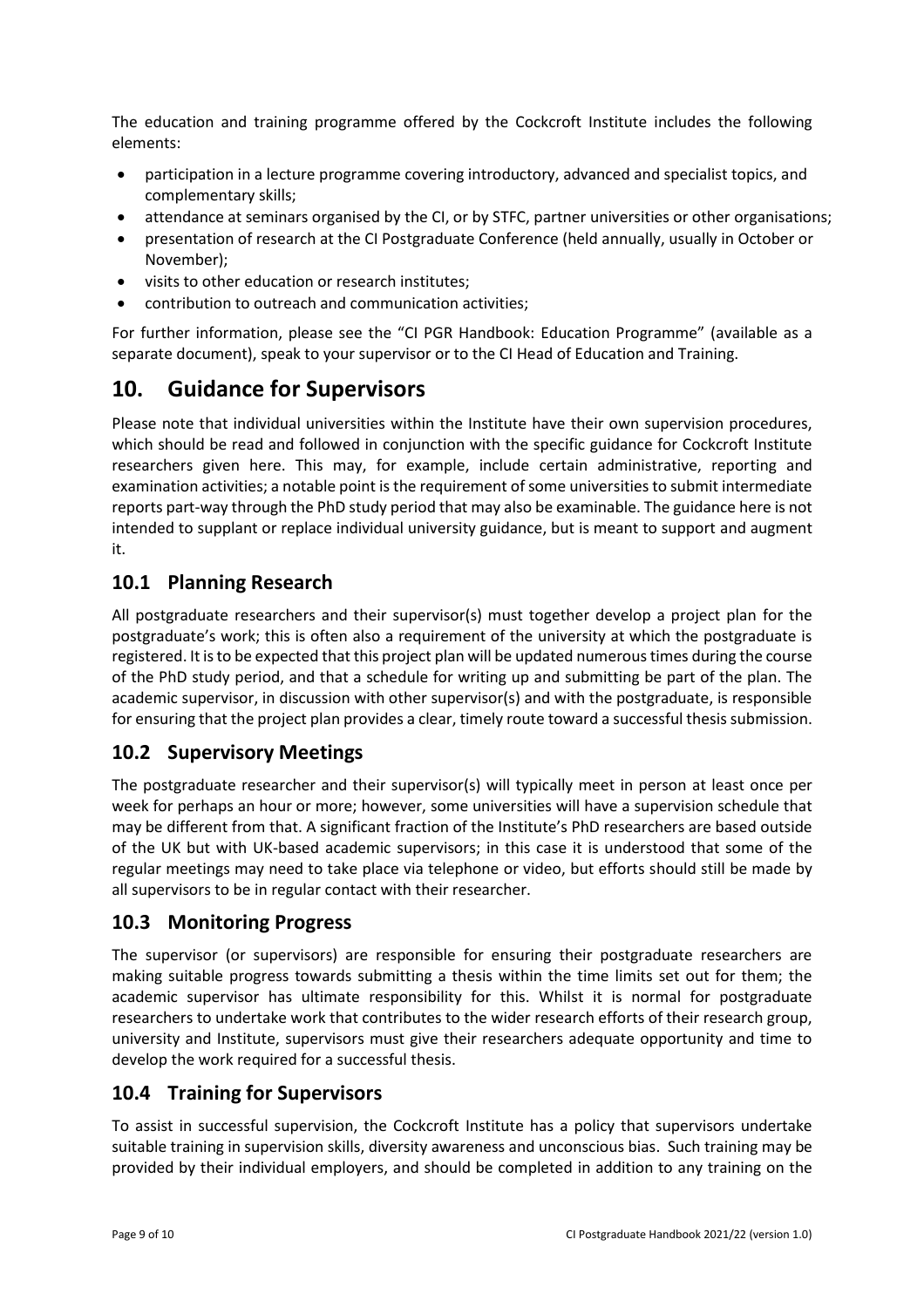The education and training programme offered by the Cockcroft Institute includes the following elements:

- participation in a lecture programme covering introductory, advanced and specialist topics, and complementary skills;
- attendance at seminars organised by the CI, or by STFC, partner universities or other organisations;
- presentation of research at the CI Postgraduate Conference (held annually, usually in October or November);
- visits to other education or research institutes;
- contribution to outreach and communication activities;

For further information, please see the "CI PGR Handbook: Education Programme" (available as a separate document), speak to your supervisor or to the CI Head of Education and Training.

# 10. Guidance for Supervisors

Please note that individual universities within the Institute have their own supervision procedures, which should be read and followed in conjunction with the specific guidance for Cockcroft Institute researchers given here. This may, for example, include certain administrative, reporting and examination activities; a notable point is the requirement of some universities to submit intermediate reports part-way through the PhD study period that may also be examinable. The guidance here is not intended to supplant or replace individual university guidance, but is meant to support and augment it.

## 10.1 Planning Research

All postgraduate researchers and their supervisor(s) must together develop a project plan for the postgraduate's work; this is often also a requirement of the university at which the postgraduate is registered. It is to be expected that this project plan will be updated numerous times during the course of the PhD study period, and that a schedule for writing up and submitting be part of the plan. The academic supervisor, in discussion with other supervisor(s) and with the postgraduate, is responsible for ensuring that the project plan provides a clear, timely route toward a successful thesis submission.

## 10.2 Supervisory Meetings

The postgraduate researcher and their supervisor(s) will typically meet in person at least once per week for perhaps an hour or more; however, some universities will have a supervision schedule that may be different from that. A significant fraction of the Institute's PhD researchers are based outside of the UK but with UK-based academic supervisors; in this case it is understood that some of the regular meetings may need to take place via telephone or video, but efforts should still be made by all supervisors to be in regular contact with their researcher.

## 10.3 Monitoring Progress

The supervisor (or supervisors) are responsible for ensuring their postgraduate researchers are making suitable progress towards submitting a thesis within the time limits set out for them; the academic supervisor has ultimate responsibility for this. Whilst it is normal for postgraduate researchers to undertake work that contributes to the wider research efforts of their research group, university and Institute, supervisors must give their researchers adequate opportunity and time to develop the work required for a successful thesis.

## 10.4 Training for Supervisors

To assist in successful supervision, the Cockcroft Institute has a policy that supervisors undertake suitable training in supervision skills, diversity awareness and unconscious bias. Such training may be provided by their individual employers, and should be completed in addition to any training on the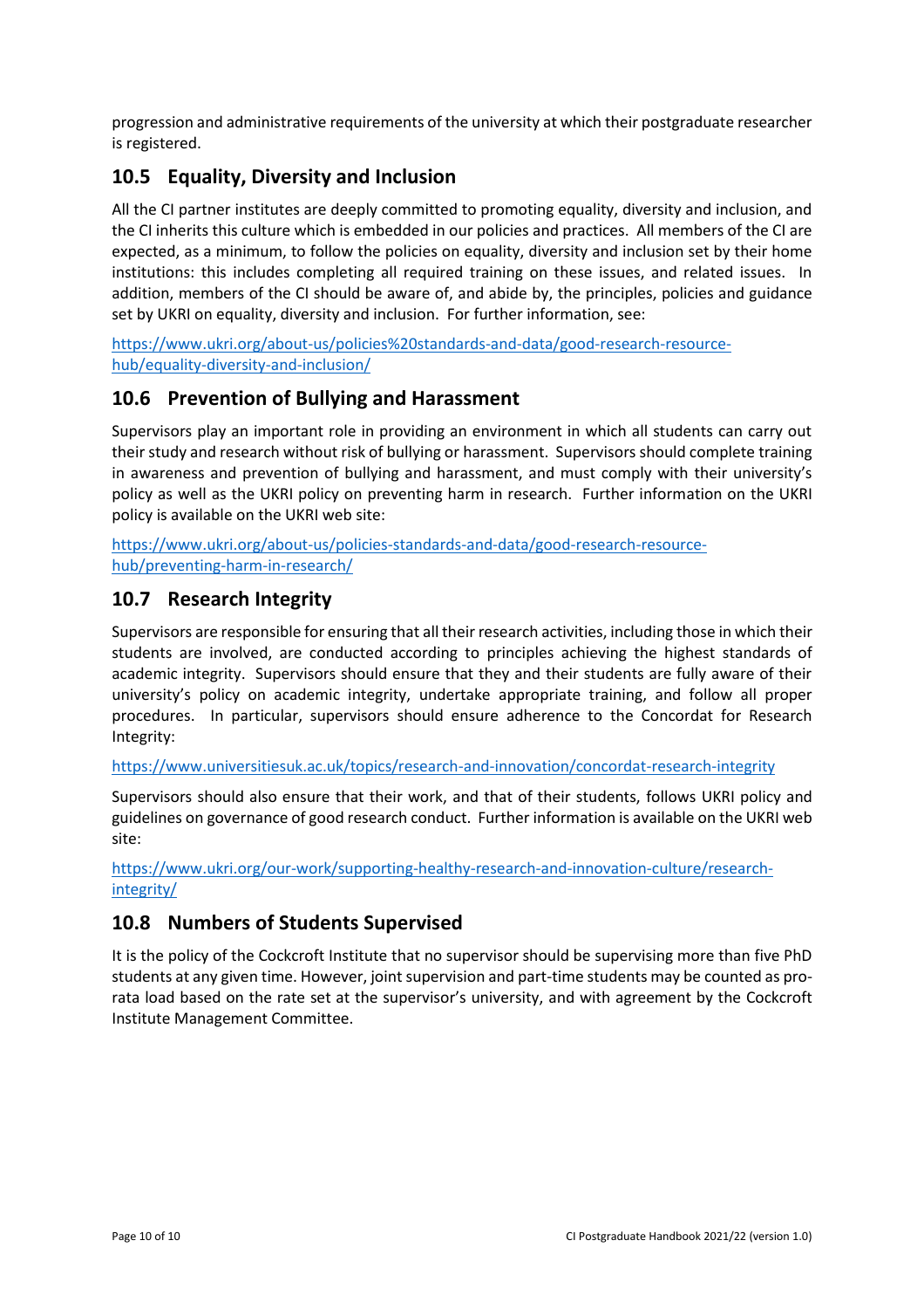progression and administrative requirements of the university at which their postgraduate researcher is registered.

## 10.5 Equality, Diversity and Inclusion

All the CI partner institutes are deeply committed to promoting equality, diversity and inclusion, and the CI inherits this culture which is embedded in our policies and practices. All members of the CI are expected, as a minimum, to follow the policies on equality, diversity and inclusion set by their home institutions: this includes completing all required training on these issues, and related issues. In addition, members of the CI should be aware of, and abide by, the principles, policies and guidance set by UKRI on equality, diversity and inclusion. For further information, see:

https://www.ukri.org/about-us/policies%20standards-and-data/good-research-resource-hub/equality-diversity-and-inclusion/

## 10.6 Prevention of Bullying and Harassment

Supervisors play an important role in providing an environment in which all students can carry out their study and research without risk of bullying or harassment. Supervisors should complete training in awareness and prevention of bullying and harassment, and must comply with their university's policy as well as the UKRI policy on preventing harm in research. Further information on the UKRI policy is available on the UKRI web site:

https://www.ukri.org/about-us/policies-standards-and-data/good-research-resource-hub/preventing-harm-in-research/

## 10.7 Research Integrity

Supervisors are responsible for ensuring that all their research activities, including those in which their students are involved, are conducted according to principles achieving the highest standards of academic integrity. Supervisors should ensure that they and their students are fully aware of their university's policy on academic integrity, undertake appropriate training, and follow all proper procedures. In particular, supervisors should ensure adherence to the Concordat for Research Integrity:

https://www.universitiesuk.ac.uk/topics/research-and-innovation/concordat-research-integrity

Supervisors should also ensure that their work, and that of their students, follows UKRI policy and guidelines on governance of good research conduct. Further information is available on the UKRI web site:

https://www.ukri.org/our-work/supporting-healthy-research-and-innovation-culture/research-integrity/

## 10.8 Numbers of Students Supervised

It is the policy of the Cockcroft Institute that no supervisor should be supervising more than five PhD students at any given time. However, joint supervision and part-time students may be counted as pro-rata load based on the rate set at the supervisor's university, and with agreement by the Cockcroft Institute Management Committee.